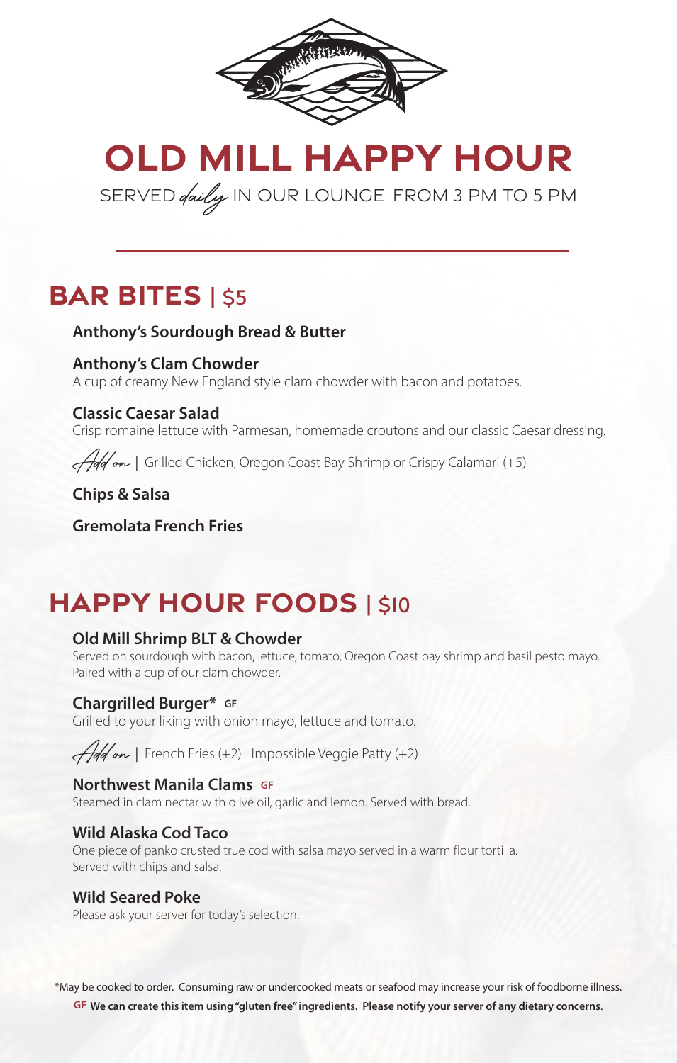# OLD MILL HAPPY HOUR

SERVED *daily* IN OUR LOUNGE FROM 3 PM TO 5 PM

## BAR BITES | $5

**Anthony's Sourdough Bread & Butter**

**Anthony's Clam Chowder**
A cup of creamy New England style clam chowder with bacon and potatoes.

**Classic Caesar Salad**
Crisp romaine lettuce with Parmesan, homemade croutons and our classic Caesar dressing.

*Add on* | Grilled Chicken, Oregon Coast Bay Shrimp or Crispy Calamari (+5)

**Chips & Salsa**

**Gremolata French Fries**

## HAPPY HOUR FOODS | $10

**Old Mill Shrimp BLT & Chowder**
Served on sourdough with bacon, lettuce, tomato, Oregon Coast bay shrimp and basil pesto mayo. Paired with a cup of our clam chowder.

**Chargrilled Burger*** GF
Grilled to your liking with onion mayo, lettuce and tomato.

*Add on* | French Fries (+2) Impossible Veggie Patty (+2)

**Northwest Manila Clams** GF
Steamed in clam nectar with olive oil, garlic and lemon. Served with bread.

**Wild Alaska Cod Taco**
One piece of panko crusted true cod with salsa mayo served in a warm flour tortilla. Served with chips and salsa.

**Wild Seared Poke**
Please ask your server for today's selection.

*May be cooked to order. Consuming raw or undercooked meats or seafood may increase your risk of foodborne illness.

GF **We can create this item using "gluten free" ingredients. Please notify your server of any dietary concerns.**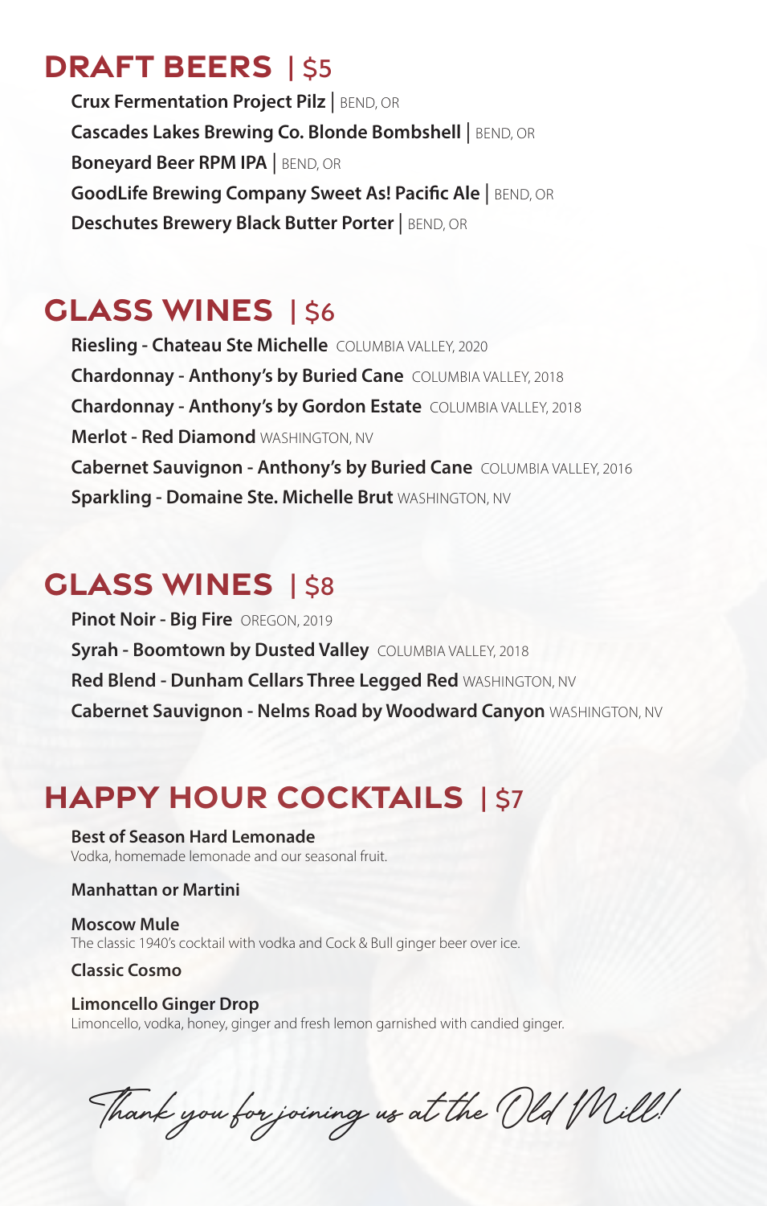## DRAFT BEERS | $5

**Crux Fermentation Project Pilz** | BEND, OR

**Cascades Lakes Brewing Co. Blonde Bombshell** | BEND, OR

**Boneyard Beer RPM IPA** | BEND, OR

**GoodLife Brewing Company Sweet As! Pacific Ale** | BEND, OR

**Deschutes Brewery Black Butter Porter** | BEND, OR

## GLASS WINES | $6

**Riesling - Chateau Ste Michelle** COLUMBIA VALLEY, 2020

**Chardonnay - Anthony's by Buried Cane** COLUMBIA VALLEY, 2018

**Chardonnay - Anthony's by Gordon Estate** COLUMBIA VALLEY, 2018

**Merlot - Red Diamond** WASHINGTON, NV

**Cabernet Sauvignon - Anthony's by Buried Cane** COLUMBIA VALLEY, 2016

**Sparkling - Domaine Ste. Michelle Brut** WASHINGTON, NV

## GLASS WINES | $8

**Pinot Noir - Big Fire** OREGON, 2019

**Syrah - Boomtown by Dusted Valley** COLUMBIA VALLEY, 2018

**Red Blend - Dunham Cellars Three Legged Red** WASHINGTON, NV

**Cabernet Sauvignon - Nelms Road by Woodward Canyon** WASHINGTON, NV

## HAPPY HOUR COCKTAILS | $7

**Best of Season Hard Lemonade**
Vodka, homemade lemonade and our seasonal fruit.

**Manhattan or Martini**

**Moscow Mule**
The classic 1940's cocktail with vodka and Cock & Bull ginger beer over ice.

**Classic Cosmo**

**Limoncello Ginger Drop**
Limoncello, vodka, honey, ginger and fresh lemon garnished with candied ginger.

*Thank you for joining us at the Old Mill!*